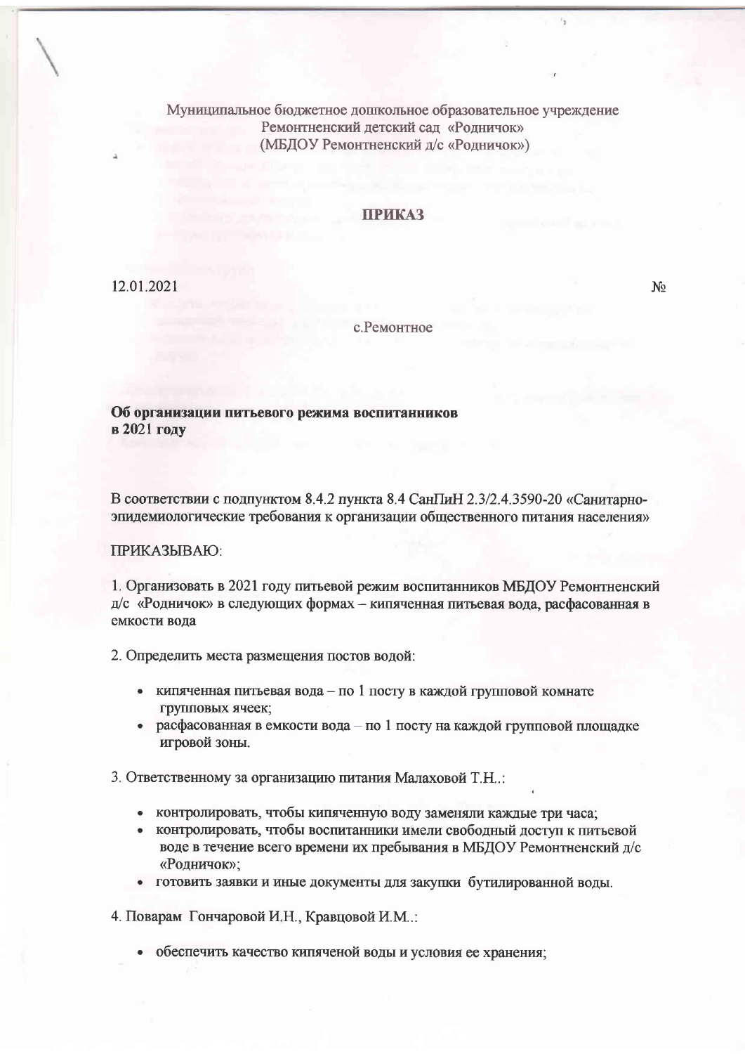Муниципальное бюджетное дошкольное образовательное учреждение
Ремонтненский детский сад «Родничок»
(МБДОУ Ремонтненский д/с «Родничок»)

**ПРИКАЗ**

12.01.2021 №

с.Ремонтное

**Об организации питьевого режима воспитанников в 2021 году**

В соответствии с подпунктом 8.4.2 пункта 8.4 СанПиН 2.3/2.4.3590-20 «Санитарно-эпидемиологические требования к организации общественного питания населения»

ПРИКАЗЫВАЮ:

1. Организовать в 2021 году питьевой режим воспитанников МБДОУ Ремонтненский д/с «Родничок» в следующих формах – кипяченная питьевая вода, расфасованная в емкости вода

2. Определить места размещения постов водой:

- кипяченная питьевая вода – по 1 посту в каждой групповой комнате групповых ячеек;
- расфасованная в емкости вода – по 1 посту на каждой групповой площадке игровой зоны.

3. Ответственному за организацию питания Малаховой Т.Н..:

- контролировать, чтобы кипяченную воду заменяли каждые три часа;
- контролировать, чтобы воспитанники имели свободный доступ к питьевой воде в течение всего времени их пребывания в МБДОУ Ремонтненский д/с «Родничок»;
- готовить заявки и иные документы для закупки бутилированной воды.

4. Поварам Гончаровой И.Н., Кравцовой И.М..:

- обеспечить качество кипяченой воды и условия ее хранения;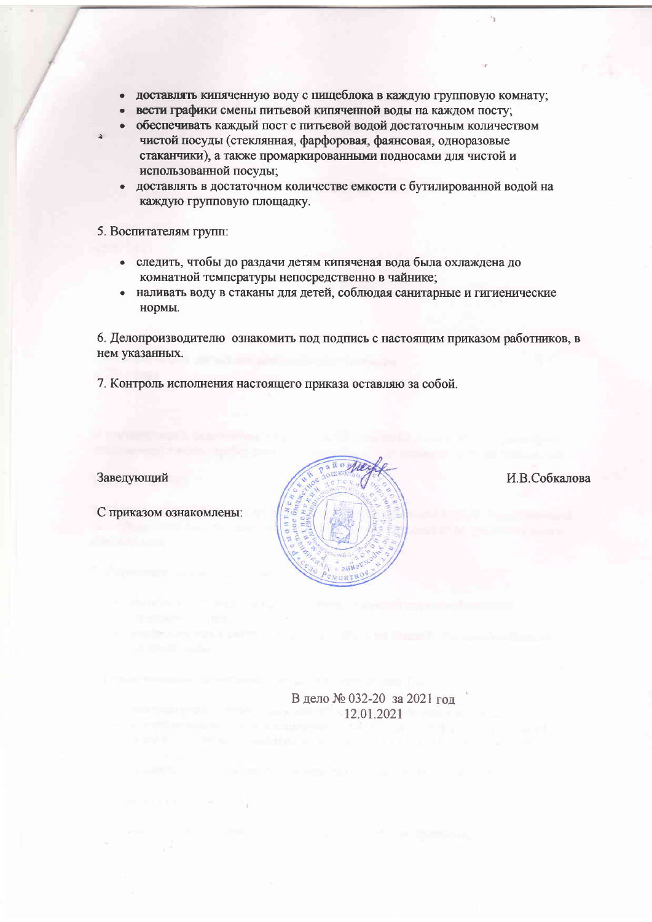- **доставлять** кипяченную воду с пищеблока в каждую групповую комнату;
- **вести графики** смены питьевой кипяченной воды на каждом посту;
- **обеспечивать** каждый пост с питьевой водой достаточным количеством чистой посуды (стеклянная, фарфоровая, фаянсовая, одноразовые стаканчики), а также промаркированными подносами для чистой и использованной посуды;
- доставлять в достаточном количестве емкости с бутилированной водой на каждую групповую площадку.

5. Воспитателям групп:

- следить, чтобы до раздачи детям кипяченая вода была охлаждена до комнатной температуры непосредственно в чайнике;
- наливать воду в стаканы для детей, соблюдая санитарные и гигиенические нормы.

6. Делопроизводителю ознакомить под подпись с настоящим приказом работников, в нем указанных.

7. Контроль исполнения настоящего приказа оставляю за собой.

Заведующий И.В.Собкалова

С приказом ознакомлены:

В дело № 032-20 за 2021 год
12.01.2021